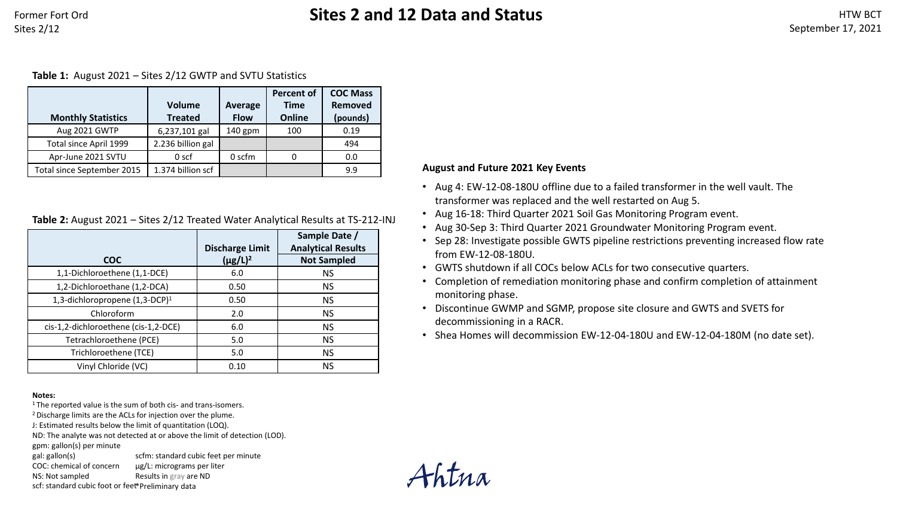# Sites 2 and 12 Data and Status

Former Fort Ord
Sites 2/12

HTW BCT
September 17, 2021

**Table 1:** August 2021 – Sites 2/12 GWTP and SVTU Statistics

| Monthly Statistics | Volume Treated | Average Flow | Percent of Time Online | COC Mass Removed (pounds) |
|---|---|---|---|---|
| Aug 2021 GWTP | 6,237,101 gal | 140 gpm | 100 | 0.19 |
| Total since April 1999 | 2.236 billion gal | | | 494 |
| Apr-June 2021 SVTU | 0 scf | 0 scfm | 0 | 0.0 |
| Total since September 2015 | 1.374 billion scf | | | 9.9 |

**Table 2:** August 2021 – Sites 2/12 Treated Water Analytical Results at TS-212-INJ

| COC | Discharge Limit (µg/L)[2] | Sample Date / Analytical Results: Not Sampled |
|---|---|---|
| 1,1-Dichloroethene (1,1-DCE) | 6.0 | NS |
| 1,2-Dichloroethane (1,2-DCA) | 0.50 | NS |
| 1,3-dichloropropene (1,3-DCP)[1] | 0.50 | NS |
| Chloroform | 2.0 | NS |
| cis-1,2-dichloroethene (cis-1,2-DCE) | 6.0 | NS |
| Tetrachloroethene (PCE) | 5.0 | NS |
| Trichloroethene (TCE) | 5.0 | NS |
| Vinyl Chloride (VC) | 0.10 | NS |

**Notes:**

[1] The reported value is the sum of both cis- and trans-isomers.
[2] Discharge limits are the ACLs for injection over the plume.
J: Estimated results below the limit of quantitation (LOQ).
ND: The analyte was not detected at or above the limit of detection (LOD).
gpm: gallon(s) per minute
gal: gallon(s)
scfm: standard cubic feet per minute
COC: chemical of concern
µg/L: micrograms per liter
NS: Not sampled
Results in gray are ND
scf: standard cubic foot or feet
*Preliminary data

**August and Future 2021 Key Events**

- Aug 4: EW-12-08-180U offline due to a failed transformer in the well vault. The transformer was replaced and the well restarted on Aug 5.
- Aug 16-18: Third Quarter 2021 Soil Gas Monitoring Program event.
- Aug 30-Sep 3: Third Quarter 2021 Groundwater Monitoring Program event.
- Sep 28: Investigate possible GWTS pipeline restrictions preventing increased flow rate from EW-12-08-180U.
- GWTS shutdown if all COCs below ACLs for two consecutive quarters.
- Completion of remediation monitoring phase and confirm completion of attainment monitoring phase.
- Discontinue GWMP and SGMP, propose site closure and GWTS and SVETS for decommissioning in a RACR.
- Shea Homes will decommission EW-12-04-180U and EW-12-04-180M (no date set).

Ahtna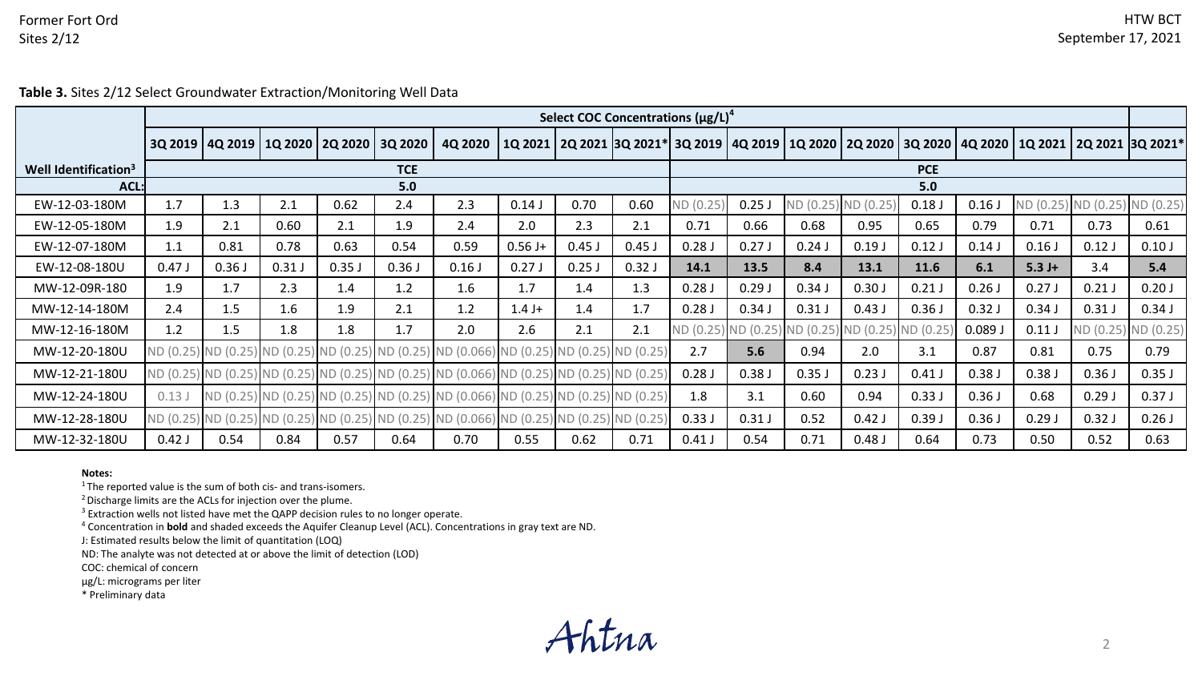**Table 3.** Sites 2/12 Select Groundwater Extraction/Monitoring Well Data

| | Select COC Concentrations (µg/L)[4] | | | | | | | | | | | | | | | | | |
|---|---|---|---|---|---|---|---|---|---|---|---|---|---|---|---|---|---|---|
| | 3Q 2019 | 4Q 2019 | 1Q 2020 | 2Q 2020 | 3Q 2020 | 4Q 2020 | 1Q 2021 | 2Q 2021 | 3Q 2021* | 3Q 2019 | 4Q 2019 | 1Q 2020 | 2Q 2020 | 3Q 2020 | 4Q 2020 | 1Q 2021 | 2Q 2021 | 3Q 2021* |
| **Well Identification[3]** | TCE | | | | | | | | | PCE | | | | | | | | |
| **ACL:** | 5.0 | | | | | | | | | 5.0 | | | | | | | | |
| EW-12-03-180M | 1.7 | 1.3 | 2.1 | 0.62 | 2.4 | 2.3 | 0.14 J | 0.70 | 0.60 | ND (0.25) | 0.25 J | ND (0.25) | ND (0.25) | 0.18 J | 0.16 J | ND (0.25) | ND (0.25) | ND (0.25) |
| EW-12-05-180M | 1.9 | 2.1 | 0.60 | 2.1 | 1.9 | 2.4 | 2.0 | 2.3 | 2.1 | 0.71 | 0.66 | 0.68 | 0.95 | 0.65 | 0.79 | 0.71 | 0.73 | 0.61 |
| EW-12-07-180M | 1.1 | 0.81 | 0.78 | 0.63 | 0.54 | 0.59 | 0.56 J+ | 0.45 J | 0.45 J | 0.28 J | 0.27 J | 0.24 J | 0.19 J | 0.12 J | 0.14 J | 0.16 J | 0.12 J | 0.10 J |
| EW-12-08-180U | 0.47 J | 0.36 J | 0.31 J | 0.35 J | 0.36 J | 0.16 J | 0.27 J | 0.25 J | 0.32 J | **14.1** | **13.5** | **8.4** | **13.1** | **11.6** | **6.1** | **5.3 J+** | 3.4 | **5.4** |
| MW-12-09R-180 | 1.9 | 1.7 | 2.3 | 1.4 | 1.2 | 1.6 | 1.7 | 1.4 | 1.3 | 0.28 J | 0.29 J | 0.34 J | 0.30 J | 0.21 J | 0.26 J | 0.27 J | 0.21 J | 0.20 J |
| MW-12-14-180M | 2.4 | 1.5 | 1.6 | 1.9 | 2.1 | 1.2 | 1.4 J+ | 1.4 | 1.7 | 0.28 J | 0.34 J | 0.31 J | 0.43 J | 0.36 J | 0.32 J | 0.34 J | 0.31 J | 0.34 J |
| MW-12-16-180M | 1.2 | 1.5 | 1.8 | 1.8 | 1.7 | 2.0 | 2.6 | 2.1 | 2.1 | ND (0.25) | ND (0.25) | ND (0.25) | ND (0.25) | ND (0.25) | 0.089 J | 0.11 J | ND (0.25) | ND (0.25) |
| MW-12-20-180U | ND (0.25) | ND (0.25) | ND (0.25) | ND (0.25) | ND (0.25) | ND (0.066) | ND (0.25) | ND (0.25) | ND (0.25) | 2.7 | **5.6** | 0.94 | 2.0 | 3.1 | 0.87 | 0.81 | 0.75 | 0.79 |
| MW-12-21-180U | ND (0.25) | ND (0.25) | ND (0.25) | ND (0.25) | ND (0.25) | ND (0.066) | ND (0.25) | ND (0.25) | ND (0.25) | 0.28 J | 0.38 J | 0.35 J | 0.23 J | 0.41 J | 0.38 J | 0.38 J | 0.36 J | 0.35 J |
| MW-12-24-180U | 0.13 J | ND (0.25) | ND (0.25) | ND (0.25) | ND (0.25) | ND (0.066) | ND (0.25) | ND (0.25) | ND (0.25) | 1.8 | 3.1 | 0.60 | 0.94 | 0.33 J | 0.36 J | 0.68 | 0.29 J | 0.37 J |
| MW-12-28-180U | ND (0.25) | ND (0.25) | ND (0.25) | ND (0.25) | ND (0.25) | ND (0.066) | ND (0.25) | ND (0.25) | ND (0.25) | 0.33 J | 0.31 J | 0.52 | 0.42 J | 0.39 J | 0.36 J | 0.29 J | 0.32 J | 0.26 J |
| MW-12-32-180U | 0.42 J | 0.54 | 0.84 | 0.57 | 0.64 | 0.70 | 0.55 | 0.62 | 0.71 | 0.41 J | 0.54 | 0.71 | 0.48 J | 0.64 | 0.73 | 0.50 | 0.52 | 0.63 |

**Notes:**

[1] The reported value is the sum of both cis- and trans-isomers.

[2] Discharge limits are the ACLs for injection over the plume.

[3] Extraction wells not listed have met the QAPP decision rules to no longer operate.

[4] Concentration in **bold** and shaded exceeds the Aquifer Cleanup Level (ACL). Concentrations in gray text are ND.

J: Estimated results below the limit of quantitation (LOQ)

ND: The analyte was not detected at or above the limit of detection (LOD)

COC: chemical of concern

µg/L: micrograms per liter

* Preliminary data

Ahtna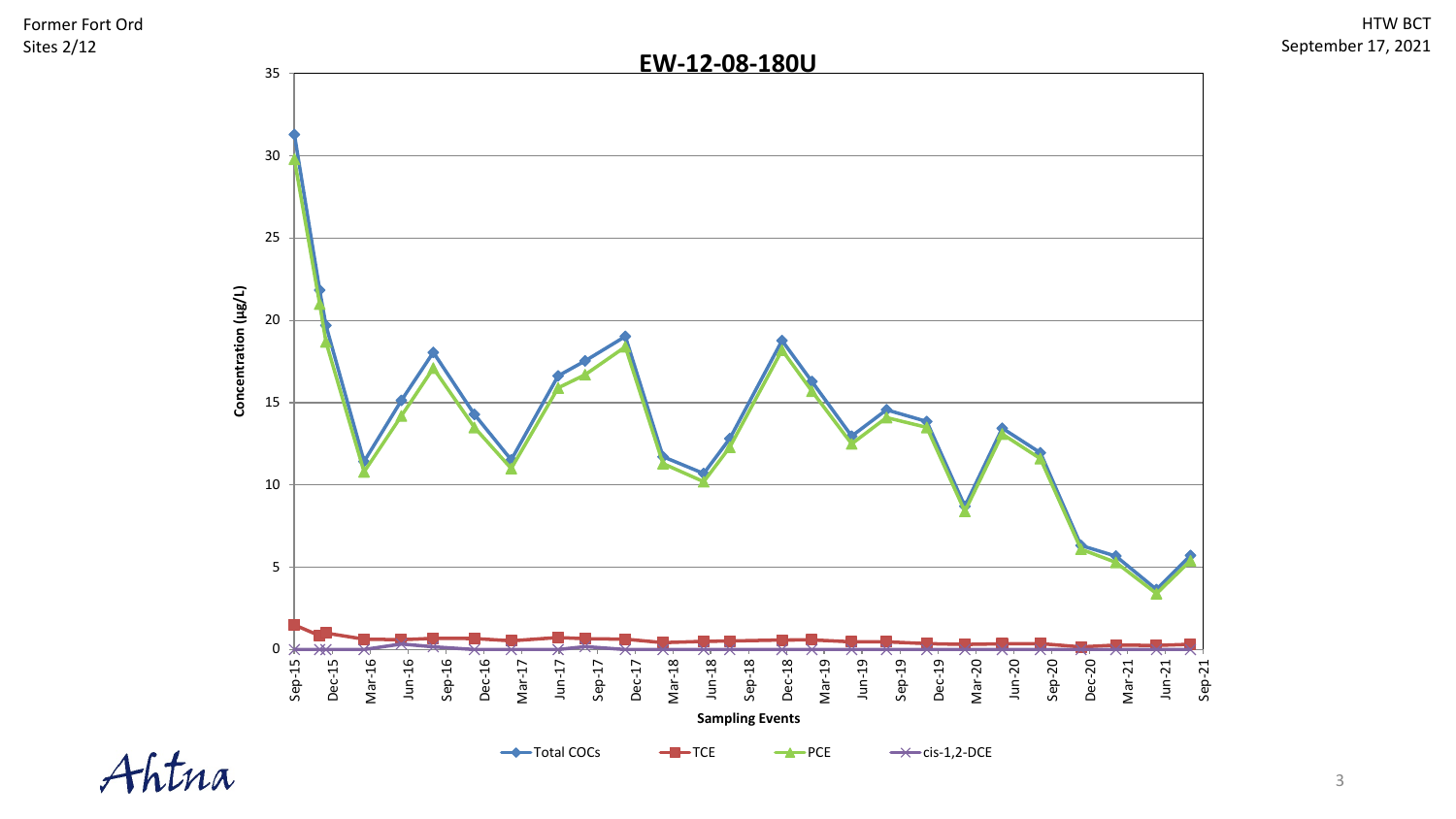# EW-12-08-180U

Concentration (µg/L)

Sampling Events

Sep-15, Dec-15, Mar-16, Jun-16, Sep-16, Dec-16, Mar-17, Jun-17, Sep-17, Dec-17, Mar-18, Jun-18, Sep-18, Dec-18, Mar-19, Jun-19, Sep-19, Dec-19, Mar-20, Jun-20, Sep-20, Dec-20, Mar-21, Jun-21, Sep-21

Legend: Total COCs, TCE, PCE, cis-1,2-DCE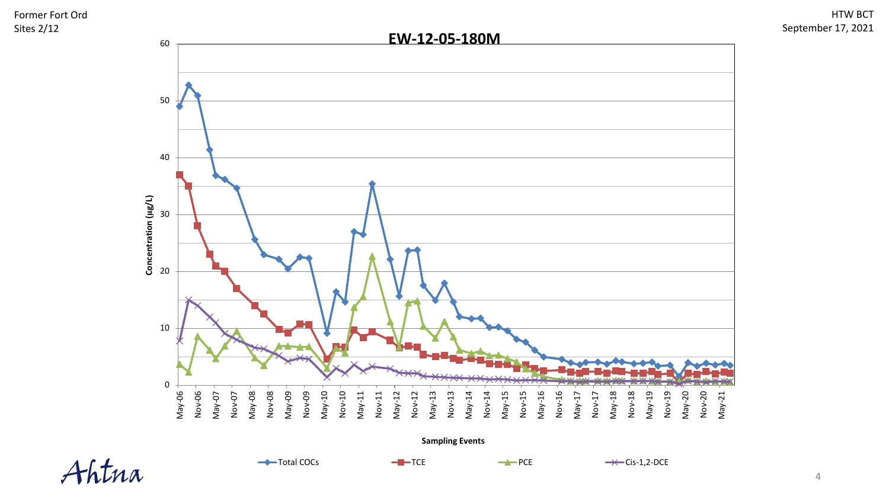## EW-12-05-180M

Concentration (µg/L)

Sampling Events

Total COCs | TCE | PCE | Cis-1,2-DCE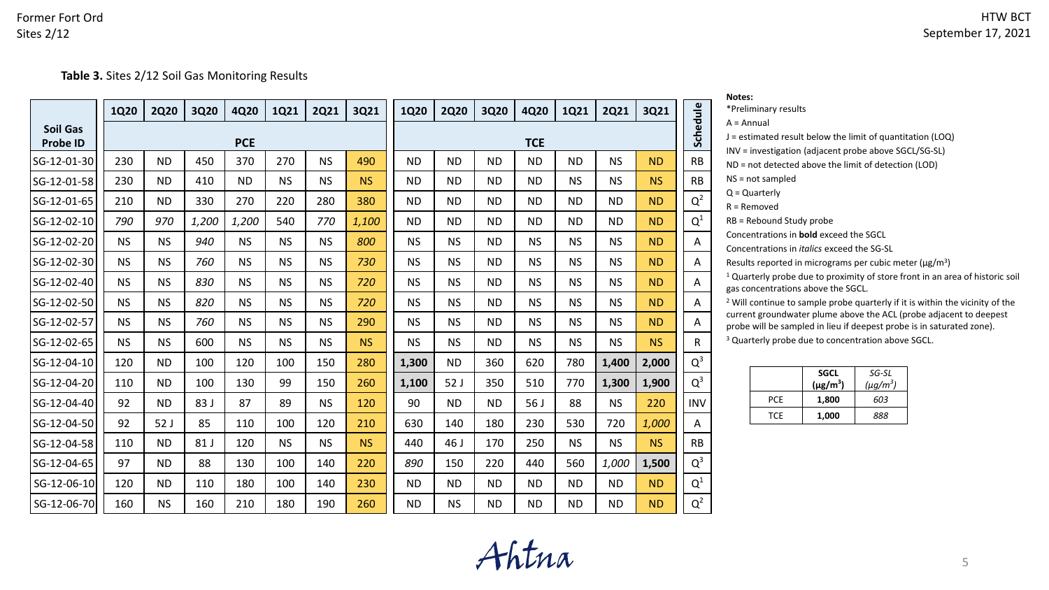Former Fort Ord
Sites 2/12

HTW BCT
September 17, 2021

**Table 3.** Sites 2/12 Soil Gas Monitoring Results

| Soil Gas Probe ID | 1Q20 | 2Q20 | 3Q20 | 4Q20 | 1Q21 | 2Q21 | 3Q21 | 1Q20 | 2Q20 | 3Q20 | 4Q20 | 1Q21 | 2Q21 | 3Q21 | Schedule |
|---|---|---|---|---|---|---|---|---|---|---|---|---|---|---|---|
| | PCE | | | | | | | TCE | | | | | | | |
| SG-12-01-30 | 230 | ND | 450 | 370 | 270 | NS | 490 | ND | ND | ND | ND | ND | NS | ND | RB |
| SG-12-01-58 | 230 | ND | 410 | ND | NS | NS | NS | ND | ND | ND | ND | NS | NS | NS | RB |
| SG-12-01-65 | 210 | ND | 330 | 270 | 220 | 280 | 380 | ND | ND | ND | ND | ND | ND | ND | Q[2] |
| SG-12-02-10 | *790* | *970* | *1,200* | *1,200* | 540 | *770* | *1,100* | ND | ND | ND | ND | ND | ND | ND | Q[1] |
| SG-12-02-20 | NS | NS | *940* | NS | NS | NS | *800* | NS | NS | ND | NS | NS | NS | ND | A |
| SG-12-02-30 | NS | NS | *760* | NS | NS | NS | *730* | NS | NS | ND | NS | NS | NS | ND | A |
| SG-12-02-40 | NS | NS | *830* | NS | NS | NS | *720* | NS | NS | ND | NS | NS | NS | ND | A |
| SG-12-02-50 | NS | NS | *820* | NS | NS | NS | *720* | NS | NS | ND | NS | NS | NS | ND | A |
| SG-12-02-57 | NS | NS | *760* | NS | NS | NS | 290 | NS | NS | ND | NS | NS | NS | ND | A |
| SG-12-02-65 | NS | NS | 600 | NS | NS | NS | NS | NS | NS | ND | NS | NS | NS | NS | R |
| SG-12-04-10 | 120 | ND | 100 | 120 | 100 | 150 | 280 | **1,300** | ND | 360 | 620 | 780 | **1,400** | **2,000** | Q[3] |
| SG-12-04-20 | 110 | ND | 100 | 130 | 99 | 150 | 260 | **1,100** | 52 J | 350 | 510 | 770 | **1,300** | **1,900** | Q[3] |
| SG-12-04-40 | 92 | ND | 83 J | 87 | 89 | NS | 120 | 90 | ND | ND | 56 J | 88 | NS | 220 | INV |
| SG-12-04-50 | 92 | 52 J | 85 | 110 | 100 | 120 | 210 | 630 | 140 | 180 | 230 | 530 | 720 | *1,000* | A |
| SG-12-04-58 | 110 | ND | 81 J | 120 | NS | NS | NS | 440 | 46 J | 170 | 250 | NS | NS | NS | RB |
| SG-12-04-65 | 97 | ND | 88 | 130 | 100 | 140 | 220 | *890* | 150 | 220 | 440 | 560 | *1,000* | **1,500** | Q[3] |
| SG-12-06-10 | 120 | ND | 110 | 180 | 100 | 140 | 230 | ND | ND | ND | ND | ND | ND | ND | Q[1] |
| SG-12-06-70 | 160 | NS | 160 | 210 | 180 | 190 | 260 | ND | NS | ND | ND | ND | ND | ND | Q[2] |

**Notes:**
*Preliminary results
A = Annual
J = estimated result below the limit of quantitation (LOQ)
INV = investigation (adjacent probe above SGCL/SG-SL)
ND = not detected above the limit of detection (LOD)
NS = not sampled
Q = Quarterly
R = Removed
RB = Rebound Study probe
Concentrations in **bold** exceed the SGCL
Concentrations in *italics* exceed the SG-SL
Results reported in micrograms per cubic meter (μg/m³)
[1] Quarterly probe due to proximity of store front in an area of historic soil gas concentrations above the SGCL.
[2] Will continue to sample probe quarterly if it is within the vicinity of the current groundwater plume above the ACL (probe adjacent to deepest probe will be sampled in lieu if deepest probe is in saturated zone).
[3] Quarterly probe due to concentration above SGCL.

| | **SGCL (μg/m³)** | *SG-SL (μg/m³)* |
|---|---|---|
| PCE | **1,800** | *603* |
| TCE | **1,000** | *888* |

Ahtna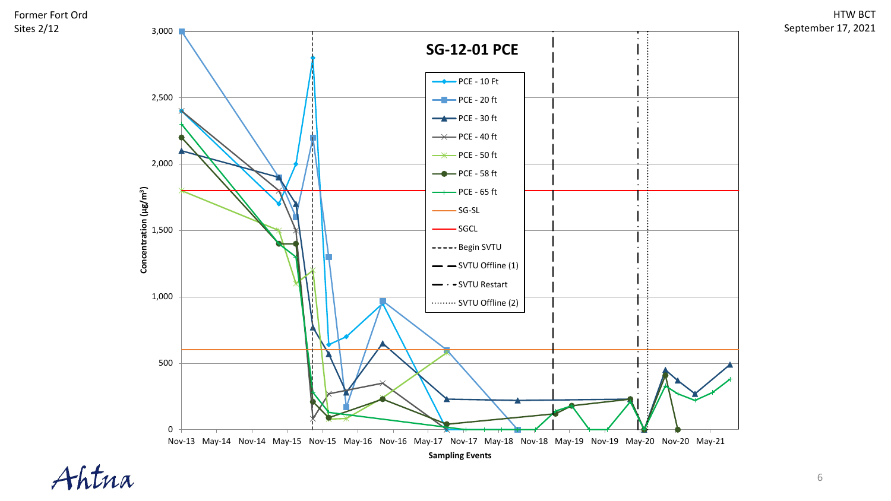Former Fort Ord
Sites 2/12

HTW BCT
September 17, 2021

## SG-12-01 PCE

Legend:
- PCE - 10 Ft
- PCE - 20 ft
- PCE - 30 ft
- PCE - 40 ft
- PCE - 50 ft
- PCE - 58 ft
- PCE - 65 ft
- SG-SL
- SGCL
- Begin SVTU
- SVTU Offline (1)
- SVTU Restart
- SVTU Offline (2)

Concentration (µg/m³): 0, 500, 1,000, 1,500, 2,000, 2,500, 3,000

Sampling Events: Nov-13, May-14, Nov-14, May-15, Nov-15, May-16, Nov-16, May-17, Nov-17, May-18, Nov-18, May-19, Nov-19, May-20, Nov-20, May-21

Ahtna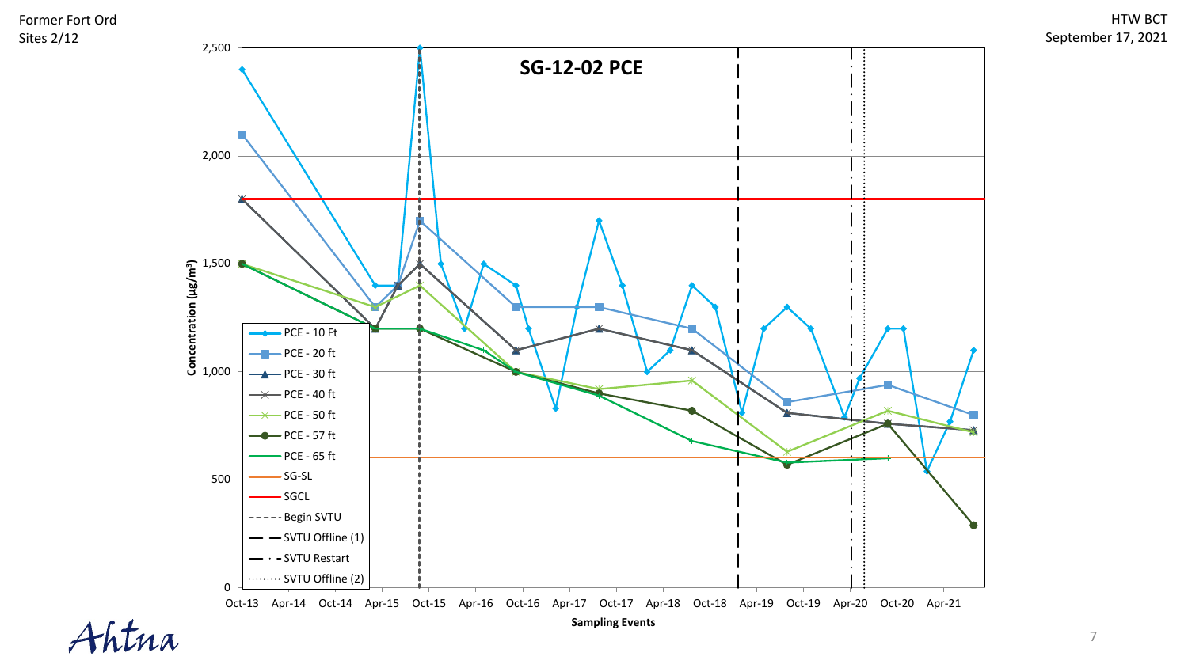## SG-12-02 PCE

Concentration (µg/m³)

Sampling Events

- PCE - 10 Ft
- PCE - 20 ft
- PCE - 30 ft
- PCE - 40 ft
- PCE - 50 ft
- PCE - 57 ft
- PCE - 65 ft
- SG-SL
- SGCL
- Begin SVTU
- SVTU Offline (1)
- SVTU Restart
- SVTU Offline (2)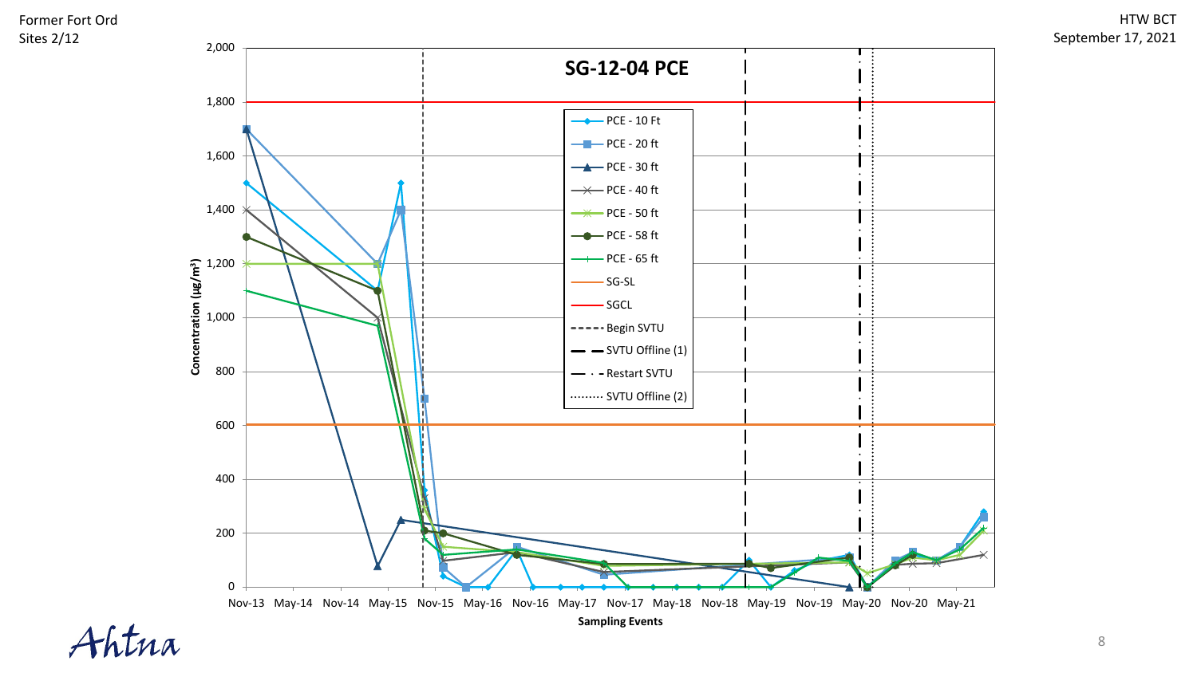Former Fort Ord
Sites 2/12

HTW BCT
September 17, 2021

## SG-12-04 PCE

Concentration (µg/m³)

2,000
1,800
1,600
1,400
1,200
1,000
800
600
400
200
0

Nov-13 May-14 Nov-14 May-15 Nov-15 May-16 Nov-16 May-17 Nov-17 May-18 Nov-18 May-19 Nov-19 May-20 Nov-20 May-21

**Sampling Events**

- PCE - 10 Ft
- PCE - 20 ft
- PCE - 30 ft
- PCE - 40 ft
- PCE - 50 ft
- PCE - 58 ft
- PCE - 65 ft
- SG-SL
- SGCL
- Begin SVTU
- SVTU Offline (1)
- Restart SVTU
- SVTU Offline (2)

Ahtna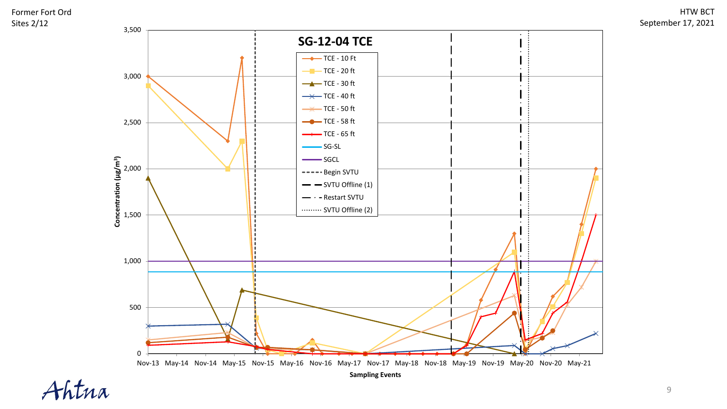Former Fort Ord
Sites 2/12

HTW BCT
September 17, 2021

## SG-12-04 TCE

Legend: TCE - 10 Ft; TCE - 20 ft; TCE - 30 ft; TCE - 40 ft; TCE - 50 ft; TCE - 58 ft; TCE - 65 ft; SG-SL; SGCL; Begin SVTU; SVTU Offline (1); Restart SVTU; SVTU Offline (2)

Concentration (µg/m³): 0, 500, 1,000, 1,500, 2,000, 2,500, 3,000, 3,500

Sampling Events: Nov-13, May-14, Nov-14, May-15, Nov-15, May-16, Nov-16, May-17, Nov-17, May-18, Nov-18, May-19, Nov-19, May-20, Nov-20, May-21

Ahtna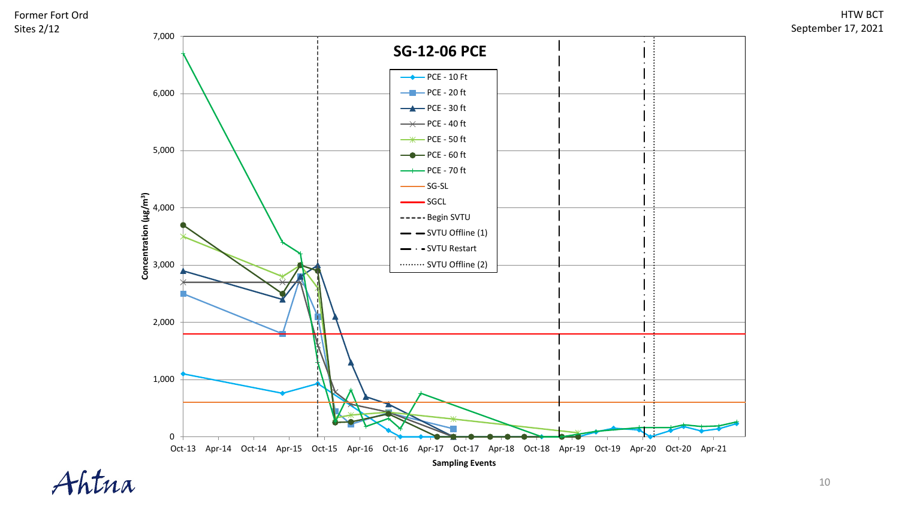Former Fort Ord
Sites 2/12

HTW BCT
September 17, 2021

## SG-12-06 PCE

Legend:
- PCE - 10 Ft
- PCE - 20 ft
- PCE - 30 ft
- PCE - 40 ft
- PCE - 50 ft
- PCE - 60 ft
- PCE - 70 ft
- SG-SL
- SGCL
- Begin SVTU
- SVTU Offline (1)
- SVTU Restart
- SVTU Offline (2)

Y-axis: Concentration (µg/m³) — 0 to 7,000

X-axis: Sampling Events — Oct-13, Apr-14, Oct-14, Apr-15, Oct-15, Apr-16, Oct-16, Apr-17, Oct-17, Apr-18, Oct-18, Apr-19, Oct-19, Apr-20, Oct-20, Apr-21

Ahtna